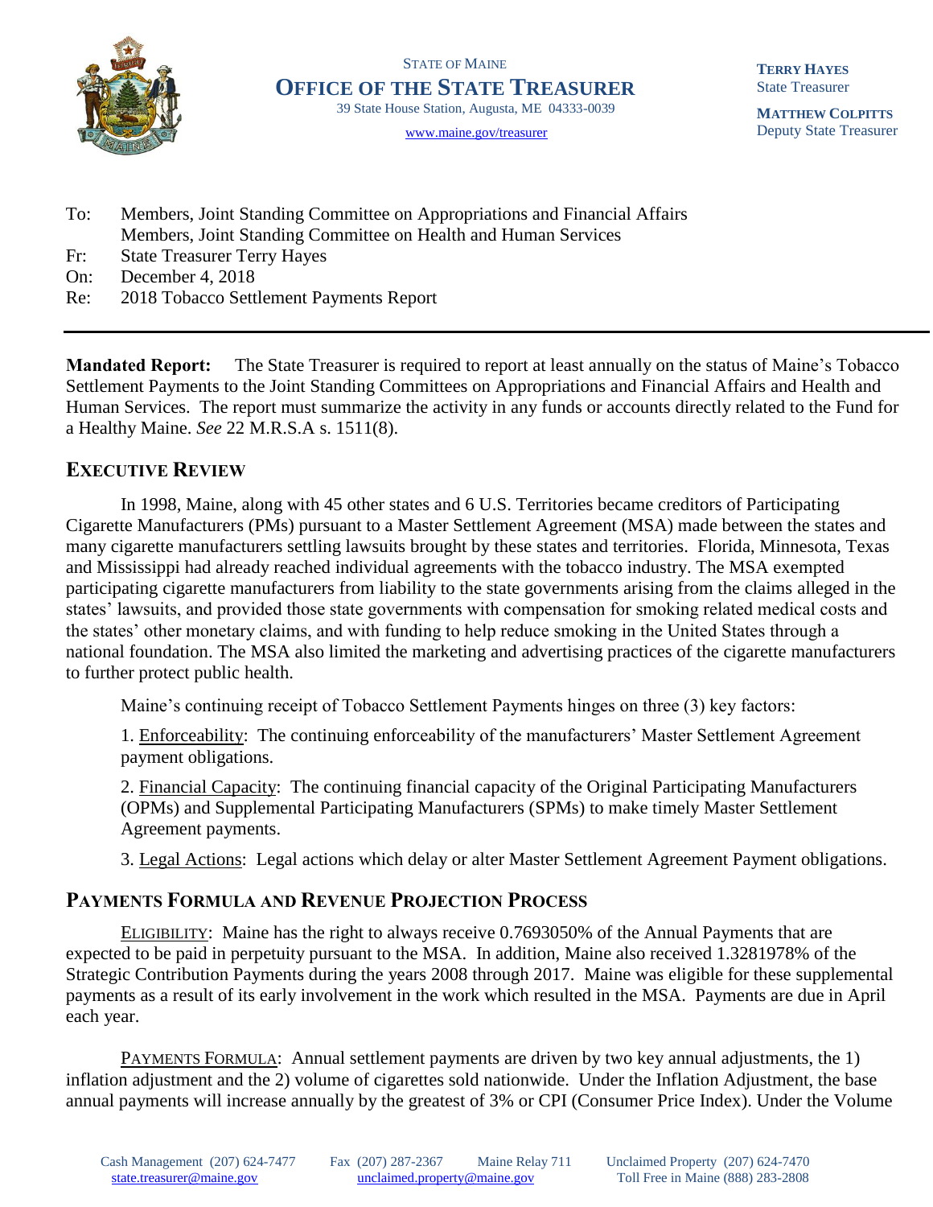STATE OF MAINE

# OFFICE OF THE STATE TREASURER

39 State House Station, Augusta, ME 04333-0039

www.maine.gov/treasurer

**TERRY HAYES**
State Treasurer

**MATTHEW COLPITTS**
Deputy State Treasurer

To: Members, Joint Standing Committee on Appropriations and Financial Affairs
Members, Joint Standing Committee on Health and Human Services
Fr: State Treasurer Terry Hayes
On: December 4, 2018
Re: 2018 Tobacco Settlement Payments Report

---

**Mandated Report:** The State Treasurer is required to report at least annually on the status of Maine's Tobacco Settlement Payments to the Joint Standing Committees on Appropriations and Financial Affairs and Health and Human Services. The report must summarize the activity in any funds or accounts directly related to the Fund for a Healthy Maine. *See* 22 M.R.S.A s. 1511(8).

## EXECUTIVE REVIEW

In 1998, Maine, along with 45 other states and 6 U.S. Territories became creditors of Participating Cigarette Manufacturers (PMs) pursuant to a Master Settlement Agreement (MSA) made between the states and many cigarette manufacturers settling lawsuits brought by these states and territories. Florida, Minnesota, Texas and Mississippi had already reached individual agreements with the tobacco industry. The MSA exempted participating cigarette manufacturers from liability to the state governments arising from the claims alleged in the states' lawsuits, and provided those state governments with compensation for smoking related medical costs and the states' other monetary claims, and with funding to help reduce smoking in the United States through a national foundation. The MSA also limited the marketing and advertising practices of the cigarette manufacturers to further protect public health.

Maine's continuing receipt of Tobacco Settlement Payments hinges on three (3) key factors:

1. Enforceability: The continuing enforceability of the manufacturers' Master Settlement Agreement payment obligations.

2. Financial Capacity: The continuing financial capacity of the Original Participating Manufacturers (OPMs) and Supplemental Participating Manufacturers (SPMs) to make timely Master Settlement Agreement payments.

3. Legal Actions: Legal actions which delay or alter Master Settlement Agreement Payment obligations.

## PAYMENTS FORMULA AND REVENUE PROJECTION PROCESS

ELIGIBILITY: Maine has the right to always receive 0.7693050% of the Annual Payments that are expected to be paid in perpetuity pursuant to the MSA. In addition, Maine also received 1.3281978% of the Strategic Contribution Payments during the years 2008 through 2017. Maine was eligible for these supplemental payments as a result of its early involvement in the work which resulted in the MSA. Payments are due in April each year.

PAYMENTS FORMULA: Annual settlement payments are driven by two key annual adjustments, the 1) inflation adjustment and the 2) volume of cigarettes sold nationwide. Under the Inflation Adjustment, the base annual payments will increase annually by the greatest of 3% or CPI (Consumer Price Index). Under the Volume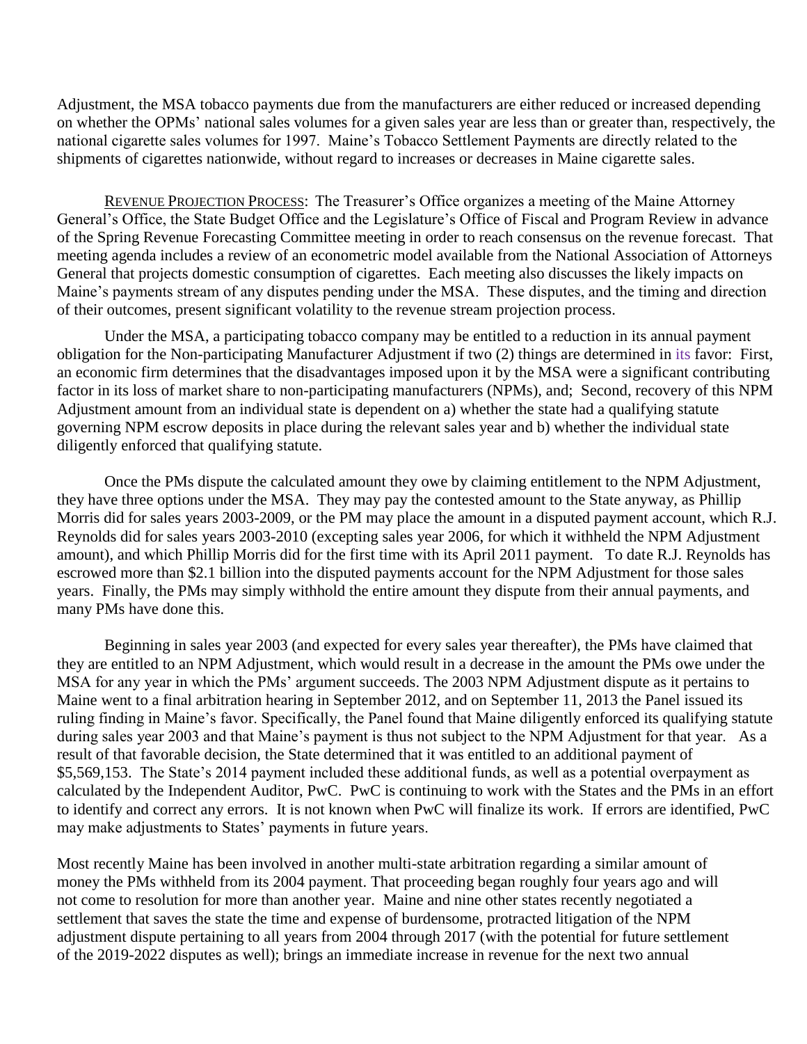Adjustment, the MSA tobacco payments due from the manufacturers are either reduced or increased depending on whether the OPMs' national sales volumes for a given sales year are less than or greater than, respectively, the national cigarette sales volumes for 1997. Maine's Tobacco Settlement Payments are directly related to the shipments of cigarettes nationwide, without regard to increases or decreases in Maine cigarette sales.

<u>Revenue Projection Process</u>: The Treasurer's Office organizes a meeting of the Maine Attorney General's Office, the State Budget Office and the Legislature's Office of Fiscal and Program Review in advance of the Spring Revenue Forecasting Committee meeting in order to reach consensus on the revenue forecast. That meeting agenda includes a review of an econometric model available from the National Association of Attorneys General that projects domestic consumption of cigarettes. Each meeting also discusses the likely impacts on Maine's payments stream of any disputes pending under the MSA. These disputes, and the timing and direction of their outcomes, present significant volatility to the revenue stream projection process.

Under the MSA, a participating tobacco company may be entitled to a reduction in its annual payment obligation for the Non-participating Manufacturer Adjustment if two (2) things are determined in its favor: First, an economic firm determines that the disadvantages imposed upon it by the MSA were a significant contributing factor in its loss of market share to non-participating manufacturers (NPMs), and; Second, recovery of this NPM Adjustment amount from an individual state is dependent on a) whether the state had a qualifying statute governing NPM escrow deposits in place during the relevant sales year and b) whether the individual state diligently enforced that qualifying statute.

Once the PMs dispute the calculated amount they owe by claiming entitlement to the NPM Adjustment, they have three options under the MSA. They may pay the contested amount to the State anyway, as Phillip Morris did for sales years 2003-2009, or the PM may place the amount in a disputed payment account, which R.J. Reynolds did for sales years 2003-2010 (excepting sales year 2006, for which it withheld the NPM Adjustment amount), and which Phillip Morris did for the first time with its April 2011 payment. To date R.J. Reynolds has escrowed more than $2.1 billion into the disputed payments account for the NPM Adjustment for those sales years. Finally, the PMs may simply withhold the entire amount they dispute from their annual payments, and many PMs have done this.

Beginning in sales year 2003 (and expected for every sales year thereafter), the PMs have claimed that they are entitled to an NPM Adjustment, which would result in a decrease in the amount the PMs owe under the MSA for any year in which the PMs' argument succeeds. The 2003 NPM Adjustment dispute as it pertains to Maine went to a final arbitration hearing in September 2012, and on September 11, 2013 the Panel issued its ruling finding in Maine's favor. Specifically, the Panel found that Maine diligently enforced its qualifying statute during sales year 2003 and that Maine's payment is thus not subject to the NPM Adjustment for that year. As a result of that favorable decision, the State determined that it was entitled to an additional payment of $5,569,153. The State's 2014 payment included these additional funds, as well as a potential overpayment as calculated by the Independent Auditor, PwC. PwC is continuing to work with the States and the PMs in an effort to identify and correct any errors. It is not known when PwC will finalize its work. If errors are identified, PwC may make adjustments to States' payments in future years.

Most recently Maine has been involved in another multi-state arbitration regarding a similar amount of money the PMs withheld from its 2004 payment. That proceeding began roughly four years ago and will not come to resolution for more than another year. Maine and nine other states recently negotiated a settlement that saves the state the time and expense of burdensome, protracted litigation of the NPM adjustment dispute pertaining to all years from 2004 through 2017 (with the potential for future settlement of the 2019-2022 disputes as well); brings an immediate increase in revenue for the next two annual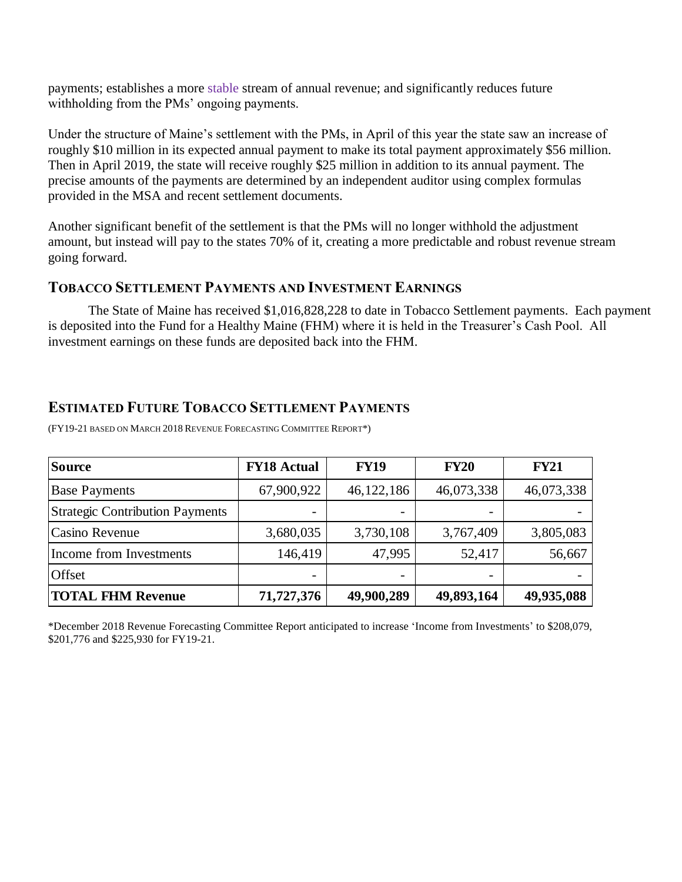payments; establishes a more stable stream of annual revenue; and significantly reduces future withholding from the PMs' ongoing payments.

Under the structure of Maine's settlement with the PMs, in April of this year the state saw an increase of roughly $10 million in its expected annual payment to make its total payment approximately $56 million. Then in April 2019, the state will receive roughly $25 million in addition to its annual payment. The precise amounts of the payments are determined by an independent auditor using complex formulas provided in the MSA and recent settlement documents.

Another significant benefit of the settlement is that the PMs will no longer withhold the adjustment amount, but instead will pay to the states 70% of it, creating a more predictable and robust revenue stream going forward.

## Tobacco Settlement Payments and Investment Earnings

The State of Maine has received $1,016,828,228 to date in Tobacco Settlement payments. Each payment is deposited into the Fund for a Healthy Maine (FHM) where it is held in the Treasurer's Cash Pool. All investment earnings on these funds are deposited back into the FHM.

## Estimated Future Tobacco Settlement Payments

(FY19-21 based on March 2018 Revenue Forecasting Committee Report*)

| Source | FY18 Actual | FY19 | FY20 | FY21 |
|---|---|---|---|---|
| Base Payments | 67,900,922 | 46,122,186 | 46,073,338 | 46,073,338 |
| Strategic Contribution Payments | - | - | - | - |
| Casino Revenue | 3,680,035 | 3,730,108 | 3,767,409 | 3,805,083 |
| Income from Investments | 146,419 | 47,995 | 52,417 | 56,667 |
| Offset | - | - | - | - |
| **TOTAL FHM Revenue** | **71,727,376** | **49,900,289** | **49,893,164** | **49,935,088** |

*December 2018 Revenue Forecasting Committee Report anticipated to increase 'Income from Investments' to $208,079, $201,776 and $225,930 for FY19-21.